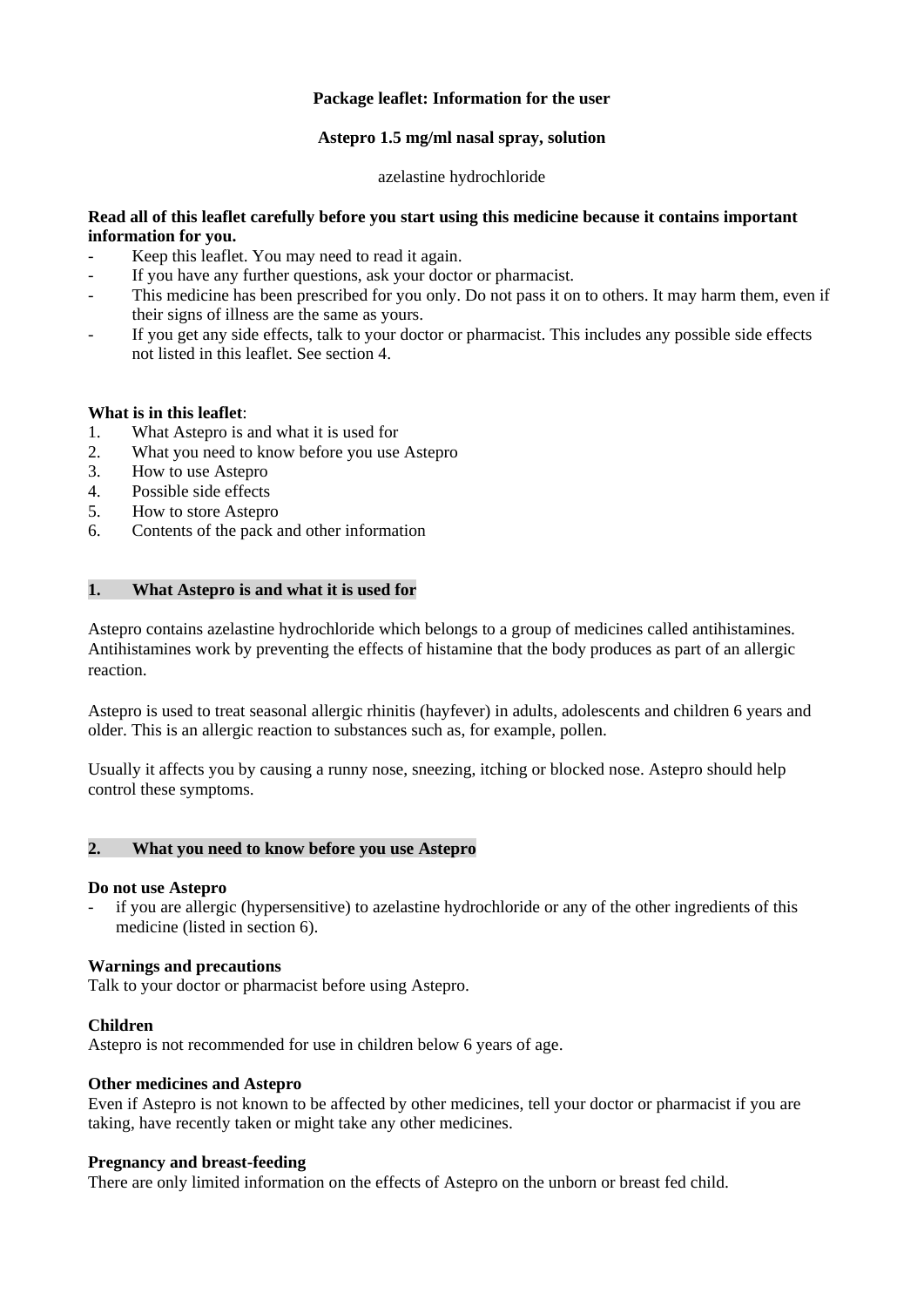**Package leaflet: Information for the user**

**Astepro 1.5 mg/ml nasal spray, solution**

azelastine hydrochloride

**Read all of this leaflet carefully before you start using this medicine because it contains important information for you.**

- Keep this leaflet. You may need to read it again.
- If you have any further questions, ask your doctor or pharmacist.
- This medicine has been prescribed for you only. Do not pass it on to others. It may harm them, even if their signs of illness are the same as yours.
- If you get any side effects, talk to your doctor or pharmacist. This includes any possible side effects not listed in this leaflet. See section 4.

**What is in this leaflet**:

1. What Astepro is and what it is used for
2. What you need to know before you use Astepro
3. How to use Astepro
4. Possible side effects
5. How to store Astepro
6. Contents of the pack and other information

## 1. What Astepro is and what it is used for

Astepro contains azelastine hydrochloride which belongs to a group of medicines called antihistamines. Antihistamines work by preventing the effects of histamine that the body produces as part of an allergic reaction.

Astepro is used to treat seasonal allergic rhinitis (hayfever) in adults, adolescents and children 6 years and older. This is an allergic reaction to substances such as, for example, pollen.

Usually it affects you by causing a runny nose, sneezing, itching or blocked nose. Astepro should help control these symptoms.

## 2. What you need to know before you use Astepro

**Do not use Astepro**

- if you are allergic (hypersensitive) to azelastine hydrochloride or any of the other ingredients of this medicine (listed in section 6).

**Warnings and precautions**

Talk to your doctor or pharmacist before using Astepro.

**Children**

Astepro is not recommended for use in children below 6 years of age.

**Other medicines and Astepro**

Even if Astepro is not known to be affected by other medicines, tell your doctor or pharmacist if you are taking, have recently taken or might take any other medicines.

**Pregnancy and breast-feeding**

There are only limited information on the effects of Astepro on the unborn or breast fed child.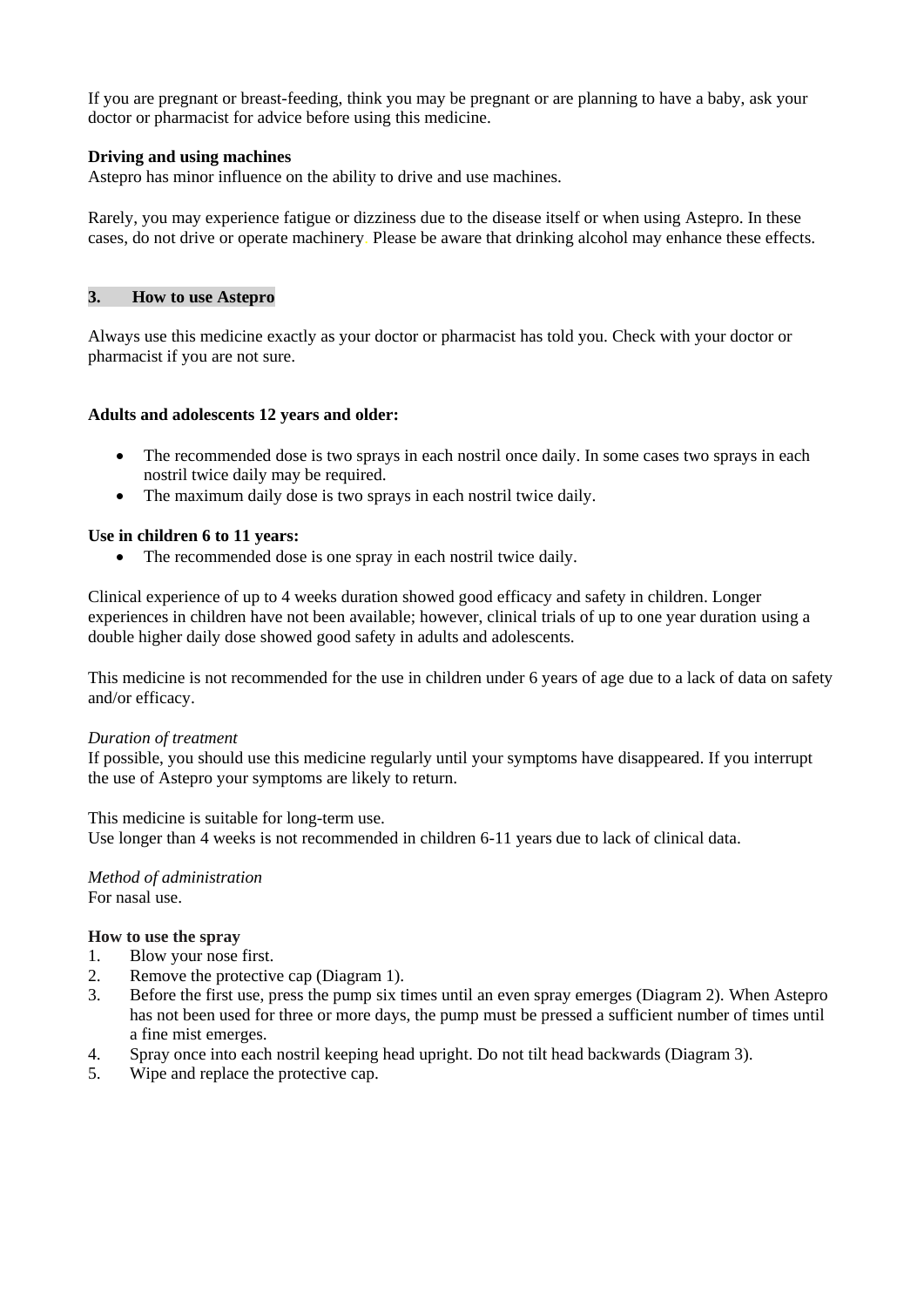If you are pregnant or breast-feeding, think you may be pregnant or are planning to have a baby, ask your doctor or pharmacist for advice before using this medicine.

**Driving and using machines**
Astepro has minor influence on the ability to drive and use machines.

Rarely, you may experience fatigue or dizziness due to the disease itself or when using Astepro. In these cases, do not drive or operate machinery. Please be aware that drinking alcohol may enhance these effects.

## 3. How to use Astepro

Always use this medicine exactly as your doctor or pharmacist has told you. Check with your doctor or pharmacist if you are not sure.

**Adults and adolescents 12 years and older:**

- The recommended dose is two sprays in each nostril once daily. In some cases two sprays in each nostril twice daily may be required.
- The maximum daily dose is two sprays in each nostril twice daily.

**Use in children 6 to 11 years:**
- The recommended dose is one spray in each nostril twice daily.

Clinical experience of up to 4 weeks duration showed good efficacy and safety in children. Longer experiences in children have not been available; however, clinical trials of up to one year duration using a double higher daily dose showed good safety in adults and adolescents.

This medicine is not recommended for the use in children under 6 years of age due to a lack of data on safety and/or efficacy.

*Duration of treatment*
If possible, you should use this medicine regularly until your symptoms have disappeared. If you interrupt the use of Astepro your symptoms are likely to return.

This medicine is suitable for long-term use.
Use longer than 4 weeks is not recommended in children 6-11 years due to lack of clinical data.

*Method of administration*
For nasal use.

**How to use the spray**
1. Blow your nose first.
2. Remove the protective cap (Diagram 1).
3. Before the first use, press the pump six times until an even spray emerges (Diagram 2). When Astepro has not been used for three or more days, the pump must be pressed a sufficient number of times until a fine mist emerges.
4. Spray once into each nostril keeping head upright. Do not tilt head backwards (Diagram 3).
5. Wipe and replace the protective cap.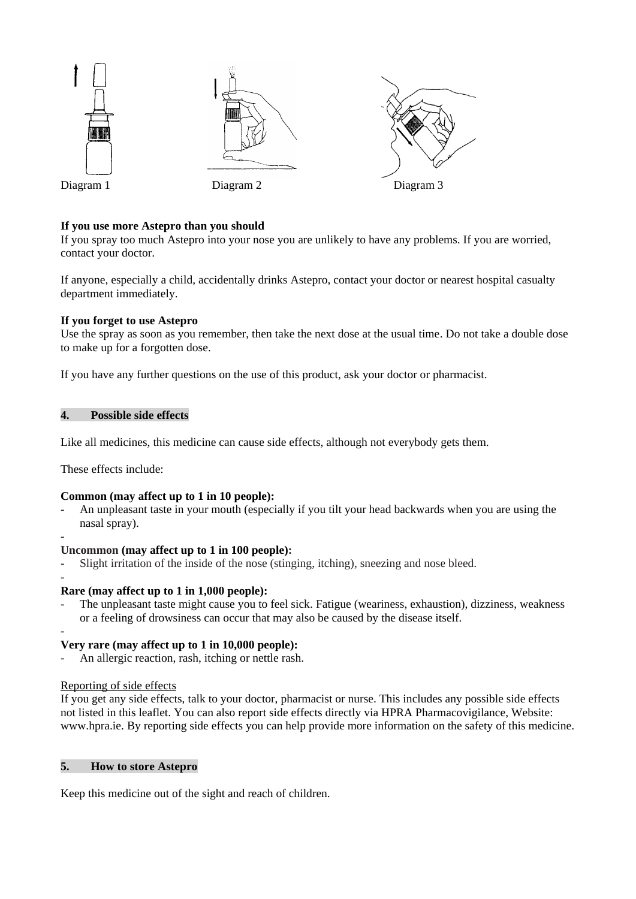Diagram 1 Diagram 2 Diagram 3

**If you use more Astepro than you should**

If you spray too much Astepro into your nose you are unlikely to have any problems. If you are worried, contact your doctor.

If anyone, especially a child, accidentally drinks Astepro, contact your doctor or nearest hospital casualty department immediately.

**If you forget to use Astepro**

Use the spray as soon as you remember, then take the next dose at the usual time. Do not take a double dose to make up for a forgotten dose.

If you have any further questions on the use of this product, ask your doctor or pharmacist.

## 4. Possible side effects

Like all medicines, this medicine can cause side effects, although not everybody gets them.

These effects include:

**Common (may affect up to 1 in 10 people):**

- An unpleasant taste in your mouth (especially if you tilt your head backwards when you are using the nasal spray).

**Uncommon (may affect up to 1 in 100 people):**

- Slight irritation of the inside of the nose (stinging, itching), sneezing and nose bleed.

**Rare (may affect up to 1 in 1,000 people):**

- The unpleasant taste might cause you to feel sick. Fatigue (weariness, exhaustion), dizziness, weakness or a feeling of drowsiness can occur that may also be caused by the disease itself.

**Very rare (may affect up to 1 in 10,000 people):**

- An allergic reaction, rash, itching or nettle rash.

Reporting of side effects

If you get any side effects, talk to your doctor, pharmacist or nurse. This includes any possible side effects not listed in this leaflet. You can also report side effects directly via HPRA Pharmacovigilance, Website: www.hpra.ie. By reporting side effects you can help provide more information on the safety of this medicine.

## 5. How to store Astepro

Keep this medicine out of the sight and reach of children.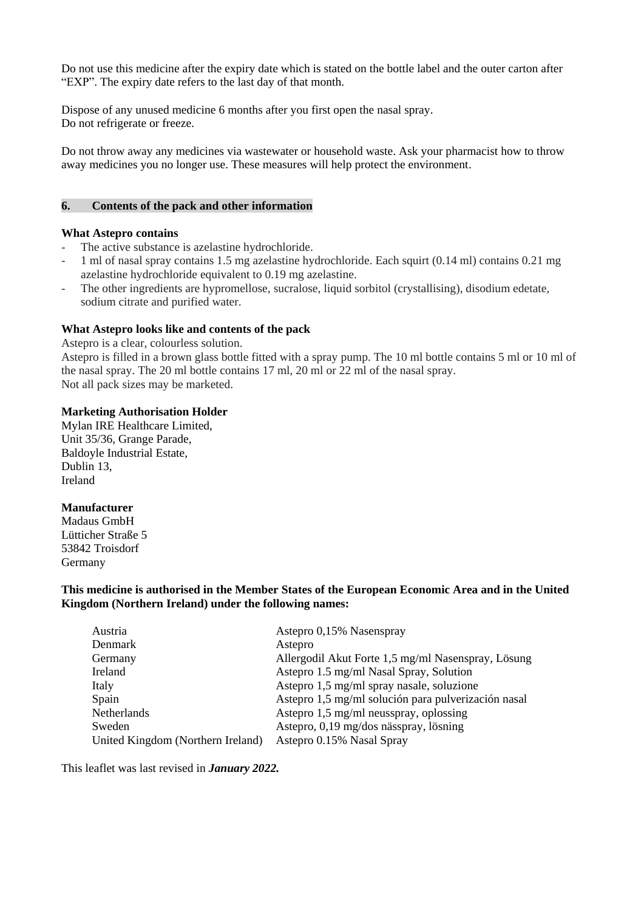Do not use this medicine after the expiry date which is stated on the bottle label and the outer carton after "EXP". The expiry date refers to the last day of that month.

Dispose of any unused medicine 6 months after you first open the nasal spray.
Do not refrigerate or freeze.

Do not throw away any medicines via wastewater or household waste. Ask your pharmacist how to throw away medicines you no longer use. These measures will help protect the environment.

## 6. Contents of the pack and other information

**What Astepro contains**

- The active substance is azelastine hydrochloride.
- 1 ml of nasal spray contains 1.5 mg azelastine hydrochloride. Each squirt (0.14 ml) contains 0.21 mg azelastine hydrochloride equivalent to 0.19 mg azelastine.
- The other ingredients are hypromellose, sucralose, liquid sorbitol (crystallising), disodium edetate, sodium citrate and purified water.

**What Astepro looks like and contents of the pack**

Astepro is a clear, colourless solution.
Astepro is filled in a brown glass bottle fitted with a spray pump. The 10 ml bottle contains 5 ml or 10 ml of the nasal spray. The 20 ml bottle contains 17 ml, 20 ml or 22 ml of the nasal spray.
Not all pack sizes may be marketed.

**Marketing Authorisation Holder**

Mylan IRE Healthcare Limited,
Unit 35/36, Grange Parade,
Baldoyle Industrial Estate,
Dublin 13,
Ireland

**Manufacturer**

Madaus GmbH
Lütticher Straße 5
53842 Troisdorf
Germany

**This medicine is authorised in the Member States of the European Economic Area and in the United Kingdom (Northern Ireland) under the following names:**

| | |
|---|---|
| Austria | Astepro 0,15% Nasenspray |
| Denmark | Astepro |
| Germany | Allergodil Akut Forte 1,5 mg/ml Nasenspray, Lösung |
| Ireland | Astepro 1.5 mg/ml Nasal Spray, Solution |
| Italy | Astepro 1,5 mg/ml spray nasale, soluzione |
| Spain | Astepro 1,5 mg/ml solución para pulverización nasal |
| Netherlands | Astepro 1,5 mg/ml neusspray, oplossing |
| Sweden | Astepro, 0,19 mg/dos nässpray, lösning |
| United Kingdom (Northern Ireland) | Astepro 0.15% Nasal Spray |

This leaflet was last revised in ***January 2022.***